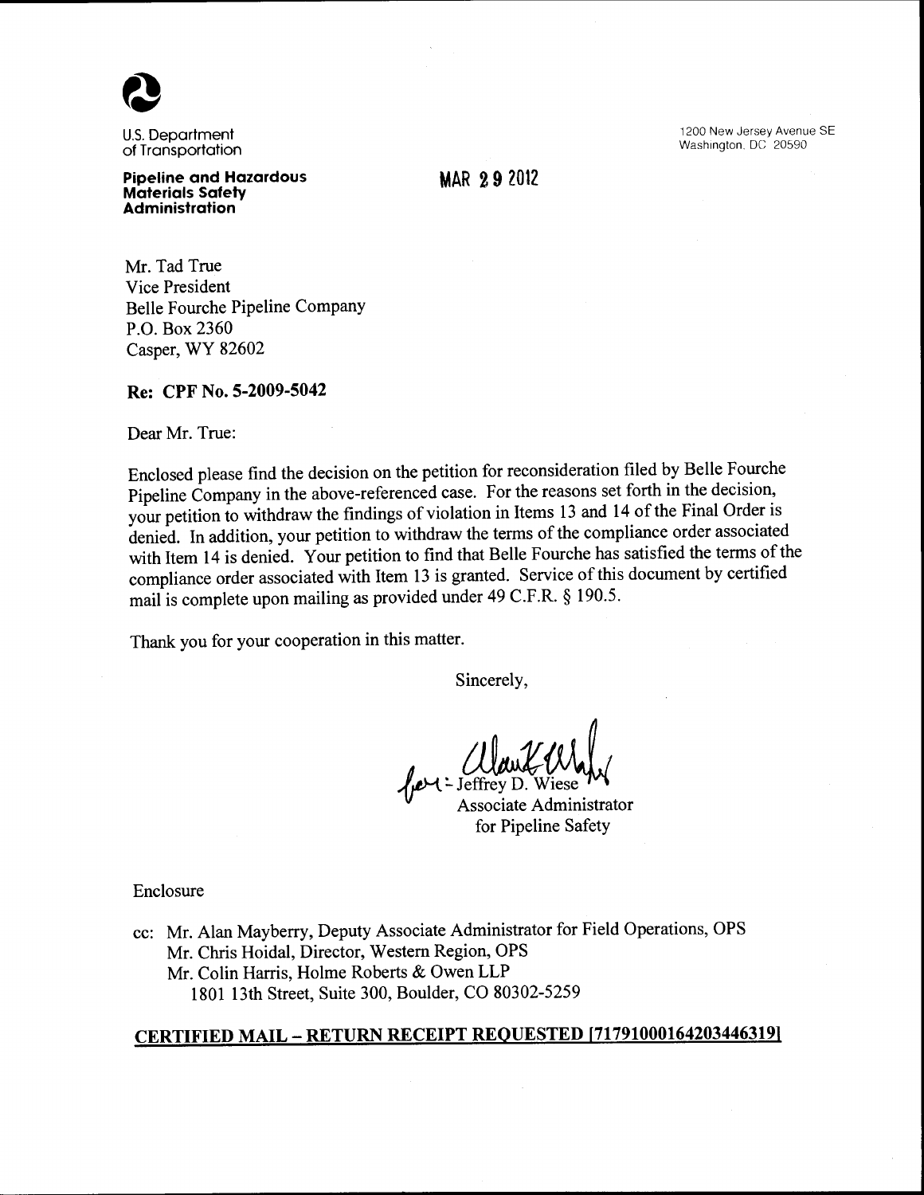U.S. Department of Transportation

**Pipeline and Hazardous Materials Safety Administration**

1200 New Jersey Avenue SE
Washington, DC 20590

MAR 29 2012

Mr. Tad True
Vice President
Belle Fourche Pipeline Company
P.O. Box 2360
Casper, WY 82602

**Re: CPF No. 5-2009-5042**

Dear Mr. True:

Enclosed please find the decision on the petition for reconsideration filed by Belle Fourche Pipeline Company in the above-referenced case. For the reasons set forth in the decision, your petition to withdraw the findings of violation in Items 13 and 14 of the Final Order is denied. In addition, your petition to withdraw the terms of the compliance order associated with Item 14 is denied. Your petition to find that Belle Fourche has satisfied the terms of the compliance order associated with Item 13 is granted. Service of this document by certified mail is complete upon mailing as provided under 49 C.F.R. § 190.5.

Thank you for your cooperation in this matter.

Sincerely,

for: Jeffrey D. Wiese
Associate Administrator
for Pipeline Safety

Enclosure

cc: Mr. Alan Mayberry, Deputy Associate Administrator for Field Operations, OPS
Mr. Chris Hoidal, Director, Western Region, OPS
Mr. Colin Harris, Holme Roberts & Owen LLP
1801 13th Street, Suite 300, Boulder, CO 80302-5259

**CERTIFIED MAIL – RETURN RECEIPT REQUESTED [71791000164203446319]**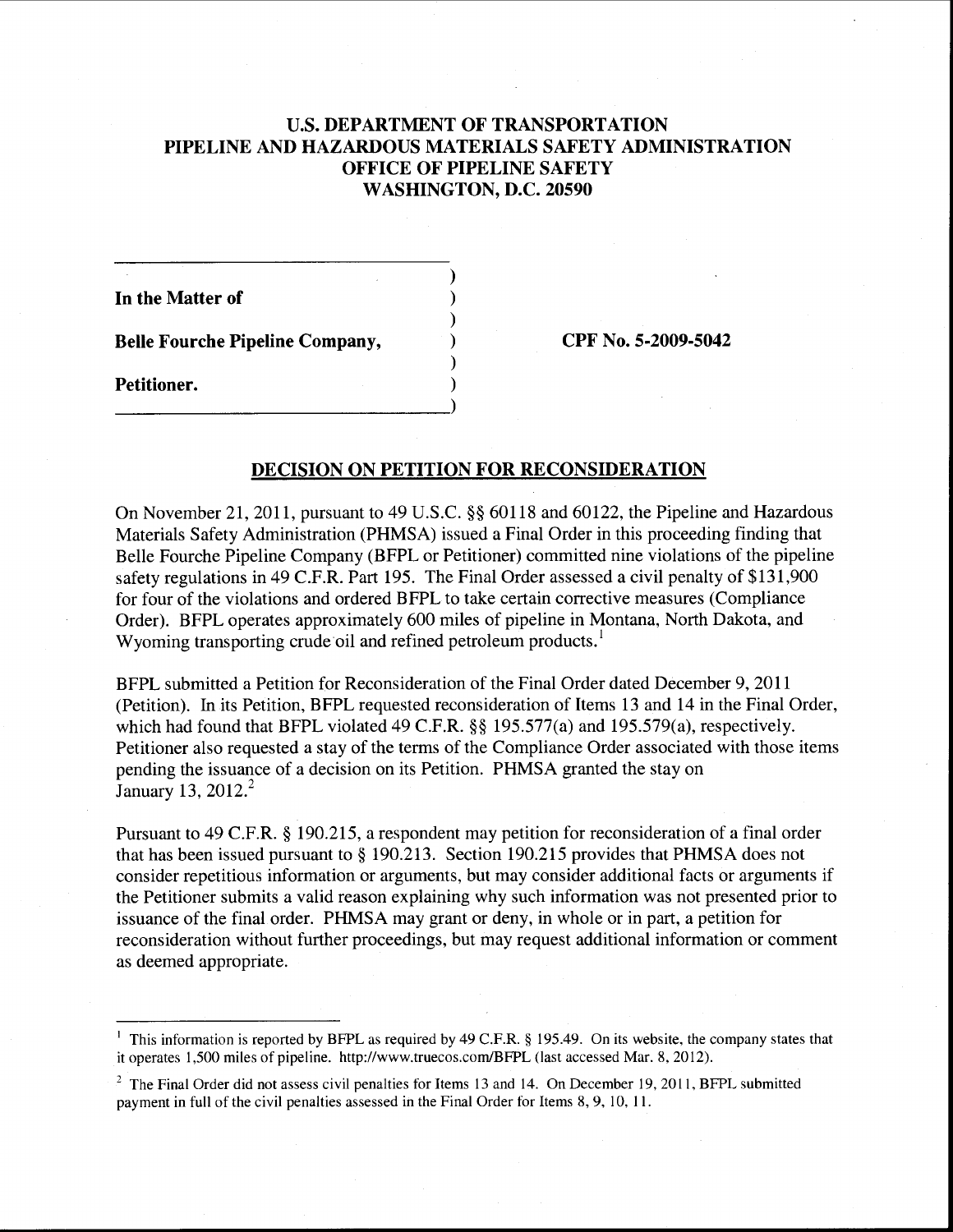**U.S. DEPARTMENT OF TRANSPORTATION**
**PIPELINE AND HAZARDOUS MATERIALS SAFETY ADMINISTRATION**
**OFFICE OF PIPELINE SAFETY**
**WASHINGTON, D.C. 20590**

| | |
|---|---|
| **In the Matter of** | |
| **Belle Fourche Pipeline Company,** | **CPF No. 5-2009-5042** |
| **Petitioner.** | |

## DECISION ON PETITION FOR RECONSIDERATION

On November 21, 2011, pursuant to 49 U.S.C. §§ 60118 and 60122, the Pipeline and Hazardous Materials Safety Administration (PHMSA) issued a Final Order in this proceeding finding that Belle Fourche Pipeline Company (BFPL or Petitioner) committed nine violations of the pipeline safety regulations in 49 C.F.R. Part 195. The Final Order assessed a civil penalty of $131,900 for four of the violations and ordered BFPL to take certain corrective measures (Compliance Order). BFPL operates approximately 600 miles of pipeline in Montana, North Dakota, and Wyoming transporting crude oil and refined petroleum products.[1]

BFPL submitted a Petition for Reconsideration of the Final Order dated December 9, 2011 (Petition). In its Petition, BFPL requested reconsideration of Items 13 and 14 in the Final Order, which had found that BFPL violated 49 C.F.R. §§ 195.577(a) and 195.579(a), respectively. Petitioner also requested a stay of the terms of the Compliance Order associated with those items pending the issuance of a decision on its Petition. PHMSA granted the stay on January 13, 2012.[2]

Pursuant to 49 C.F.R. § 190.215, a respondent may petition for reconsideration of a final order that has been issued pursuant to § 190.213. Section 190.215 provides that PHMSA does not consider repetitious information or arguments, but may consider additional facts or arguments if the Petitioner submits a valid reason explaining why such information was not presented prior to issuance of the final order. PHMSA may grant or deny, in whole or in part, a petition for reconsideration without further proceedings, but may request additional information or comment as deemed appropriate.

---

[1] This information is reported by BFPL as required by 49 C.F.R. § 195.49. On its website, the company states that it operates 1,500 miles of pipeline. http://www.truecos.com/BFPL (last accessed Mar. 8, 2012).

[2] The Final Order did not assess civil penalties for Items 13 and 14. On December 19, 2011, BFPL submitted payment in full of the civil penalties assessed in the Final Order for Items 8, 9, 10, 11.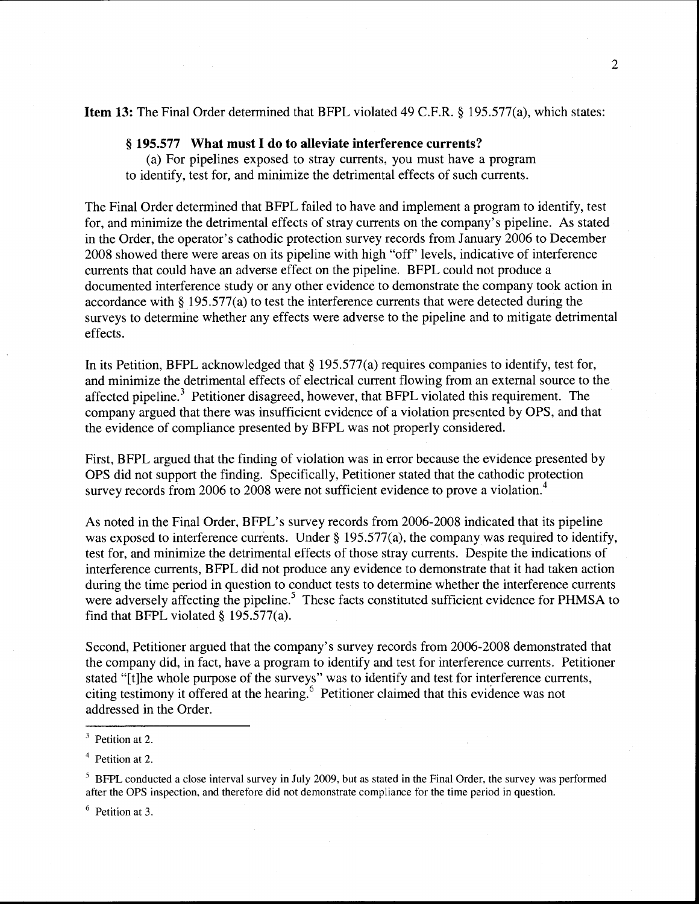**Item 13:** The Final Order determined that BFPL violated 49 C.F.R. § 195.577(a), which states:

> **§ 195.577 What must I do to alleviate interference currents?**
>
> (a) For pipelines exposed to stray currents, you must have a program to identify, test for, and minimize the detrimental effects of such currents.

The Final Order determined that BFPL failed to have and implement a program to identify, test for, and minimize the detrimental effects of stray currents on the company's pipeline. As stated in the Order, the operator's cathodic protection survey records from January 2006 to December 2008 showed there were areas on its pipeline with high "off" levels, indicative of interference currents that could have an adverse effect on the pipeline. BFPL could not produce a documented interference study or any other evidence to demonstrate the company took action in accordance with § 195.577(a) to test the interference currents that were detected during the surveys to determine whether any effects were adverse to the pipeline and to mitigate detrimental effects.

In its Petition, BFPL acknowledged that § 195.577(a) requires companies to identify, test for, and minimize the detrimental effects of electrical current flowing from an external source to the affected pipeline.[3] Petitioner disagreed, however, that BFPL violated this requirement. The company argued that there was insufficient evidence of a violation presented by OPS, and that the evidence of compliance presented by BFPL was not properly considered.

First, BFPL argued that the finding of violation was in error because the evidence presented by OPS did not support the finding. Specifically, Petitioner stated that the cathodic protection survey records from 2006 to 2008 were not sufficient evidence to prove a violation.[4]

As noted in the Final Order, BFPL's survey records from 2006-2008 indicated that its pipeline was exposed to interference currents. Under § 195.577(a), the company was required to identify, test for, and minimize the detrimental effects of those stray currents. Despite the indications of interference currents, BFPL did not produce any evidence to demonstrate that it had taken action during the time period in question to conduct tests to determine whether the interference currents were adversely affecting the pipeline.[5] These facts constituted sufficient evidence for PHMSA to find that BFPL violated § 195.577(a).

Second, Petitioner argued that the company's survey records from 2006-2008 demonstrated that the company did, in fact, have a program to identify and test for interference currents. Petitioner stated "[t]he whole purpose of the surveys" was to identify and test for interference currents, citing testimony it offered at the hearing.[6] Petitioner claimed that this evidence was not addressed in the Order.

---

[3] Petition at 2.

[4] Petition at 2.

[5] BFPL conducted a close interval survey in July 2009, but as stated in the Final Order, the survey was performed after the OPS inspection, and therefore did not demonstrate compliance for the time period in question.

[6] Petition at 3.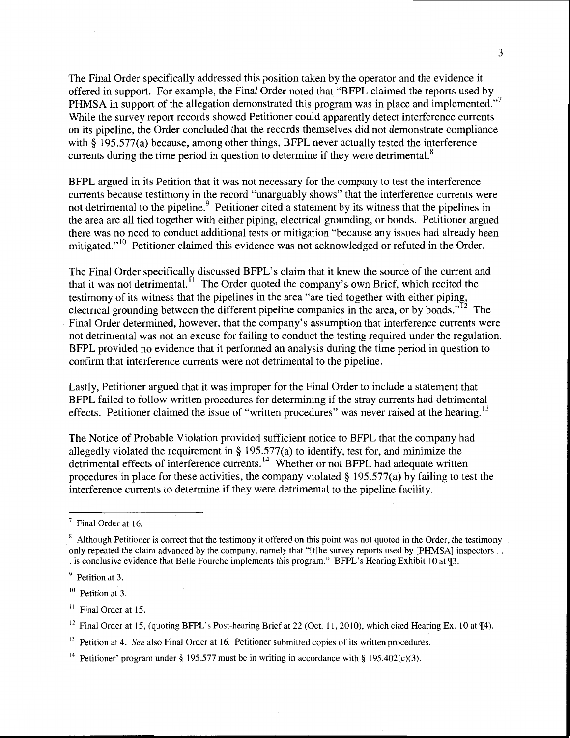The Final Order specifically addressed this position taken by the operator and the evidence it offered in support. For example, the Final Order noted that "BFPL claimed the reports used by PHMSA in support of the allegation demonstrated this program was in place and implemented."[7] While the survey report records showed Petitioner could apparently detect interference currents on its pipeline, the Order concluded that the records themselves did not demonstrate compliance with § 195.577(a) because, among other things, BFPL never actually tested the interference currents during the time period in question to determine if they were detrimental.[8]

BFPL argued in its Petition that it was not necessary for the company to test the interference currents because testimony in the record "unarguably shows" that the interference currents were not detrimental to the pipeline.[9] Petitioner cited a statement by its witness that the pipelines in the area are all tied together with either piping, electrical grounding, or bonds. Petitioner argued there was no need to conduct additional tests or mitigation "because any issues had already been mitigated."[10] Petitioner claimed this evidence was not acknowledged or refuted in the Order.

The Final Order specifically discussed BFPL's claim that it knew the source of the current and that it was not detrimental.[11] The Order quoted the company's own Brief, which recited the testimony of its witness that the pipelines in the area "are tied together with either piping, electrical grounding between the different pipeline companies in the area, or by bonds."[12] The Final Order determined, however, that the company's assumption that interference currents were not detrimental was not an excuse for failing to conduct the testing required under the regulation. BFPL provided no evidence that it performed an analysis during the time period in question to confirm that interference currents were not detrimental to the pipeline.

Lastly, Petitioner argued that it was improper for the Final Order to include a statement that BFPL failed to follow written procedures for determining if the stray currents had detrimental effects. Petitioner claimed the issue of "written procedures" was never raised at the hearing.[13]

The Notice of Probable Violation provided sufficient notice to BFPL that the company had allegedly violated the requirement in § 195.577(a) to identify, test for, and minimize the detrimental effects of interference currents.[14] Whether or not BFPL had adequate written procedures in place for these activities, the company violated § 195.577(a) by failing to test the interference currents to determine if they were detrimental to the pipeline facility.

---

[7] Final Order at 16.

[8] Although Petitioner is correct that the testimony it offered on this point was not quoted in the Order, the testimony only repeated the claim advanced by the company, namely that "[t]he survey reports used by [PHMSA] inspectors . . . is conclusive evidence that Belle Fourche implements this program." BFPL's Hearing Exhibit 10 at ¶3.

[9] Petition at 3.

[10] Petition at 3.

[11] Final Order at 15.

[12] Final Order at 15, (quoting BFPL's Post-hearing Brief at 22 (Oct. 11, 2010), which cited Hearing Ex. 10 at ¶4).

[13] Petition at 4. *See* also Final Order at 16. Petitioner submitted copies of its written procedures.

[14] Petitioner' program under § 195.577 must be in writing in accordance with § 195.402(c)(3).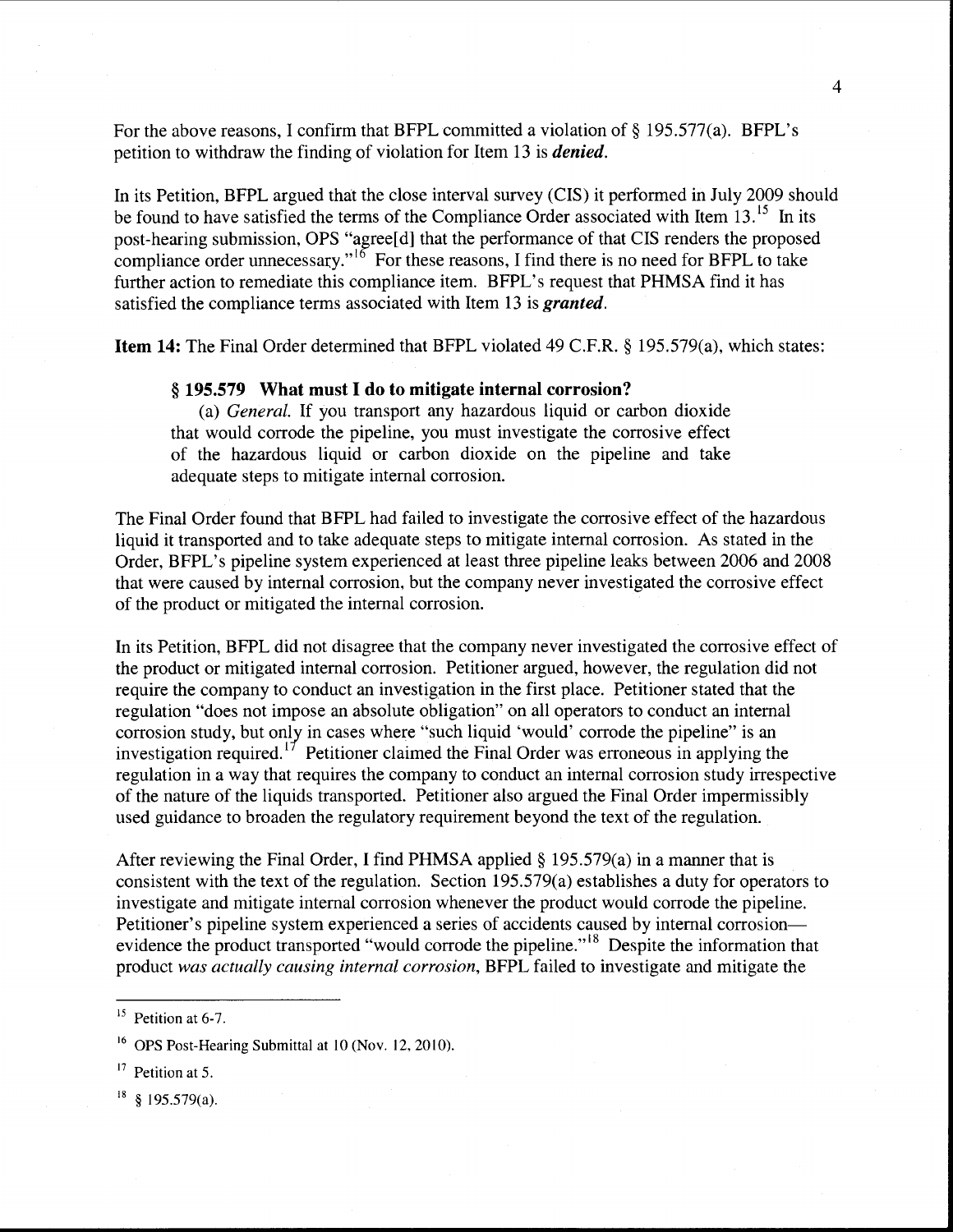For the above reasons, I confirm that BFPL committed a violation of § 195.577(a). BFPL's petition to withdraw the finding of violation for Item 13 is ***denied***.

In its Petition, BFPL argued that the close interval survey (CIS) it performed in July 2009 should be found to have satisfied the terms of the Compliance Order associated with Item 13.[15] In its post-hearing submission, OPS "agree[d] that the performance of that CIS renders the proposed compliance order unnecessary."[16] For these reasons, I find there is no need for BFPL to take further action to remediate this compliance item. BFPL's request that PHMSA find it has satisfied the compliance terms associated with Item 13 is ***granted***.

**Item 14:** The Final Order determined that BFPL violated 49 C.F.R. § 195.579(a), which states:

> **§ 195.579 What must I do to mitigate internal corrosion?**
>
> (a) *General.* If you transport any hazardous liquid or carbon dioxide that would corrode the pipeline, you must investigate the corrosive effect of the hazardous liquid or carbon dioxide on the pipeline and take adequate steps to mitigate internal corrosion.

The Final Order found that BFPL had failed to investigate the corrosive effect of the hazardous liquid it transported and to take adequate steps to mitigate internal corrosion. As stated in the Order, BFPL's pipeline system experienced at least three pipeline leaks between 2006 and 2008 that were caused by internal corrosion, but the company never investigated the corrosive effect of the product or mitigated the internal corrosion.

In its Petition, BFPL did not disagree that the company never investigated the corrosive effect of the product or mitigated internal corrosion. Petitioner argued, however, the regulation did not require the company to conduct an investigation in the first place. Petitioner stated that the regulation "does not impose an absolute obligation" on all operators to conduct an internal corrosion study, but only in cases where "such liquid 'would' corrode the pipeline" is an investigation required.[17] Petitioner claimed the Final Order was erroneous in applying the regulation in a way that requires the company to conduct an internal corrosion study irrespective of the nature of the liquids transported. Petitioner also argued the Final Order impermissibly used guidance to broaden the regulatory requirement beyond the text of the regulation.

After reviewing the Final Order, I find PHMSA applied § 195.579(a) in a manner that is consistent with the text of the regulation. Section 195.579(a) establishes a duty for operators to investigate and mitigate internal corrosion whenever the product would corrode the pipeline. Petitioner's pipeline system experienced a series of accidents caused by internal corrosion—evidence the product transported "would corrode the pipeline."[18] Despite the information that product *was actually causing internal corrosion*, BFPL failed to investigate and mitigate the

---

[15] Petition at 6-7.

[16] OPS Post-Hearing Submittal at 10 (Nov. 12, 2010).

[17] Petition at 5.

[18] § 195.579(a).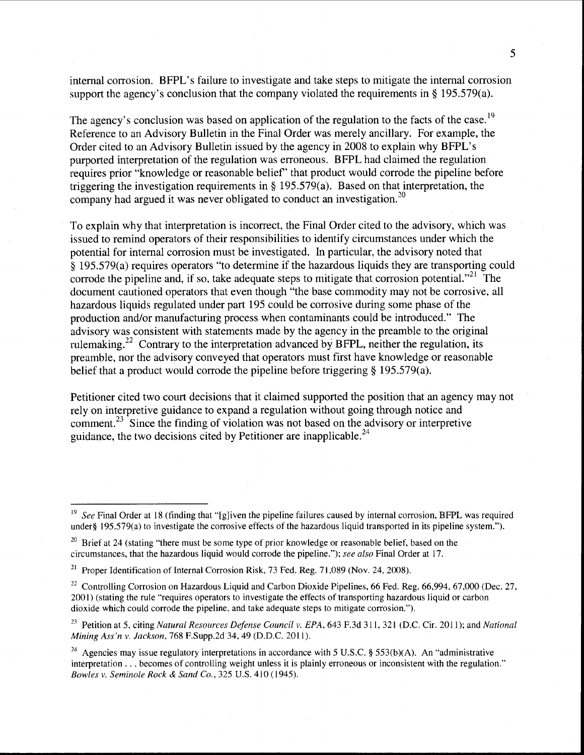internal corrosion. BFPL's failure to investigate and take steps to mitigate the internal corrosion support the agency's conclusion that the company violated the requirements in § 195.579(a).

The agency's conclusion was based on application of the regulation to the facts of the case.[19] Reference to an Advisory Bulletin in the Final Order was merely ancillary. For example, the Order cited to an Advisory Bulletin issued by the agency in 2008 to explain why BFPL's purported interpretation of the regulation was erroneous. BFPL had claimed the regulation requires prior "knowledge or reasonable belief" that product would corrode the pipeline before triggering the investigation requirements in § 195.579(a). Based on that interpretation, the company had argued it was never obligated to conduct an investigation.[20]

To explain why that interpretation is incorrect, the Final Order cited to the advisory, which was issued to remind operators of their responsibilities to identify circumstances under which the potential for internal corrosion must be investigated. In particular, the advisory noted that § 195.579(a) requires operators "to determine if the hazardous liquids they are transporting could corrode the pipeline and, if so, take adequate steps to mitigate that corrosion potential."[21] The document cautioned operators that even though "the base commodity may not be corrosive, all hazardous liquids regulated under part 195 could be corrosive during some phase of the production and/or manufacturing process when contaminants could be introduced." The advisory was consistent with statements made by the agency in the preamble to the original rulemaking.[22] Contrary to the interpretation advanced by BFPL, neither the regulation, its preamble, nor the advisory conveyed that operators must first have knowledge or reasonable belief that a product would corrode the pipeline before triggering § 195.579(a).

Petitioner cited two court decisions that it claimed supported the position that an agency may not rely on interpretive guidance to expand a regulation without going through notice and comment.[23] Since the finding of violation was not based on the advisory or interpretive guidance, the two decisions cited by Petitioner are inapplicable.[24]

---

[19] *See* Final Order at 18 (finding that "[g]iven the pipeline failures caused by internal corrosion, BFPL was required under§ 195.579(a) to investigate the corrosive effects of the hazardous liquid transported in its pipeline system.").

[20] Brief at 24 (stating "there must be some type of prior knowledge or reasonable belief, based on the circumstances, that the hazardous liquid would corrode the pipeline."); *see also* Final Order at 17.

[21] Proper Identification of Internal Corrosion Risk, 73 Fed. Reg. 71,089 (Nov. 24, 2008).

[22] Controlling Corrosion on Hazardous Liquid and Carbon Dioxide Pipelines, 66 Fed. Reg. 66,994, 67,000 (Dec. 27, 2001) (stating the rule "requires operators to investigate the effects of transporting hazardous liquid or carbon dioxide which could corrode the pipeline, and take adequate steps to mitigate corrosion.").

[23] Petition at 5, citing *Natural Resources Defense Council v. EPA*, 643 F.3d 311, 321 (D.C. Cir. 2011); and *National Mining Ass'n v. Jackson*, 768 F.Supp.2d 34, 49 (D.D.C. 2011).

[24] Agencies may issue regulatory interpretations in accordance with 5 U.S.C. § 553(b)(A). An "administrative interpretation . . . becomes of controlling weight unless it is plainly erroneous or inconsistent with the regulation." *Bowles v. Seminole Rock & Sand Co.*, 325 U.S. 410 (1945).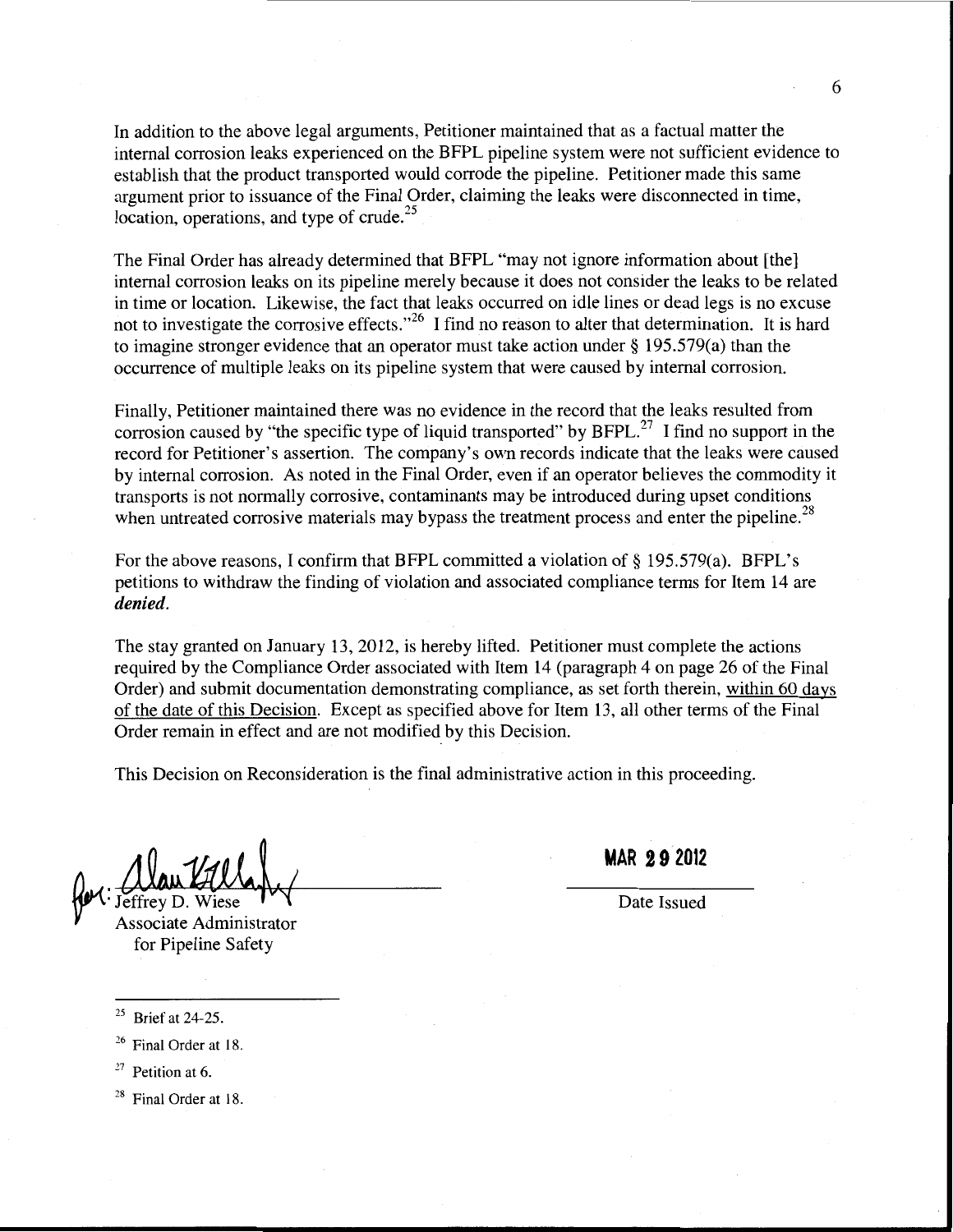In addition to the above legal arguments, Petitioner maintained that as a factual matter the internal corrosion leaks experienced on the BFPL pipeline system were not sufficient evidence to establish that the product transported would corrode the pipeline. Petitioner made this same argument prior to issuance of the Final Order, claiming the leaks were disconnected in time, location, operations, and type of crude.[25]

The Final Order has already determined that BFPL "may not ignore information about [the] internal corrosion leaks on its pipeline merely because it does not consider the leaks to be related in time or location. Likewise, the fact that leaks occurred on idle lines or dead legs is no excuse not to investigate the corrosive effects."[26] I find no reason to alter that determination. It is hard to imagine stronger evidence that an operator must take action under § 195.579(a) than the occurrence of multiple leaks on its pipeline system that were caused by internal corrosion.

Finally, Petitioner maintained there was no evidence in the record that the leaks resulted from corrosion caused by "the specific type of liquid transported" by BFPL.[27] I find no support in the record for Petitioner's assertion. The company's own records indicate that the leaks were caused by internal corrosion. As noted in the Final Order, even if an operator believes the commodity it transports is not normally corrosive, contaminants may be introduced during upset conditions when untreated corrosive materials may bypass the treatment process and enter the pipeline.[28]

For the above reasons, I confirm that BFPL committed a violation of § 195.579(a). BFPL's petitions to withdraw the finding of violation and associated compliance terms for Item 14 are ***denied***.

The stay granted on January 13, 2012, is hereby lifted. Petitioner must complete the actions required by the Compliance Order associated with Item 14 (paragraph 4 on page 26 of the Final Order) and submit documentation demonstrating compliance, as set forth therein, within 60 days of the date of this Decision. Except as specified above for Item 13, all other terms of the Final Order remain in effect and are not modified by this Decision.

This Decision on Reconsideration is the final administrative action in this proceeding.

for: Jeffrey D. Wiese
Associate Administrator
for Pipeline Safety

MAR 29 2012

Date Issued

---

[25] Brief at 24-25.

[26] Final Order at 18.

[27] Petition at 6.

[28] Final Order at 18.